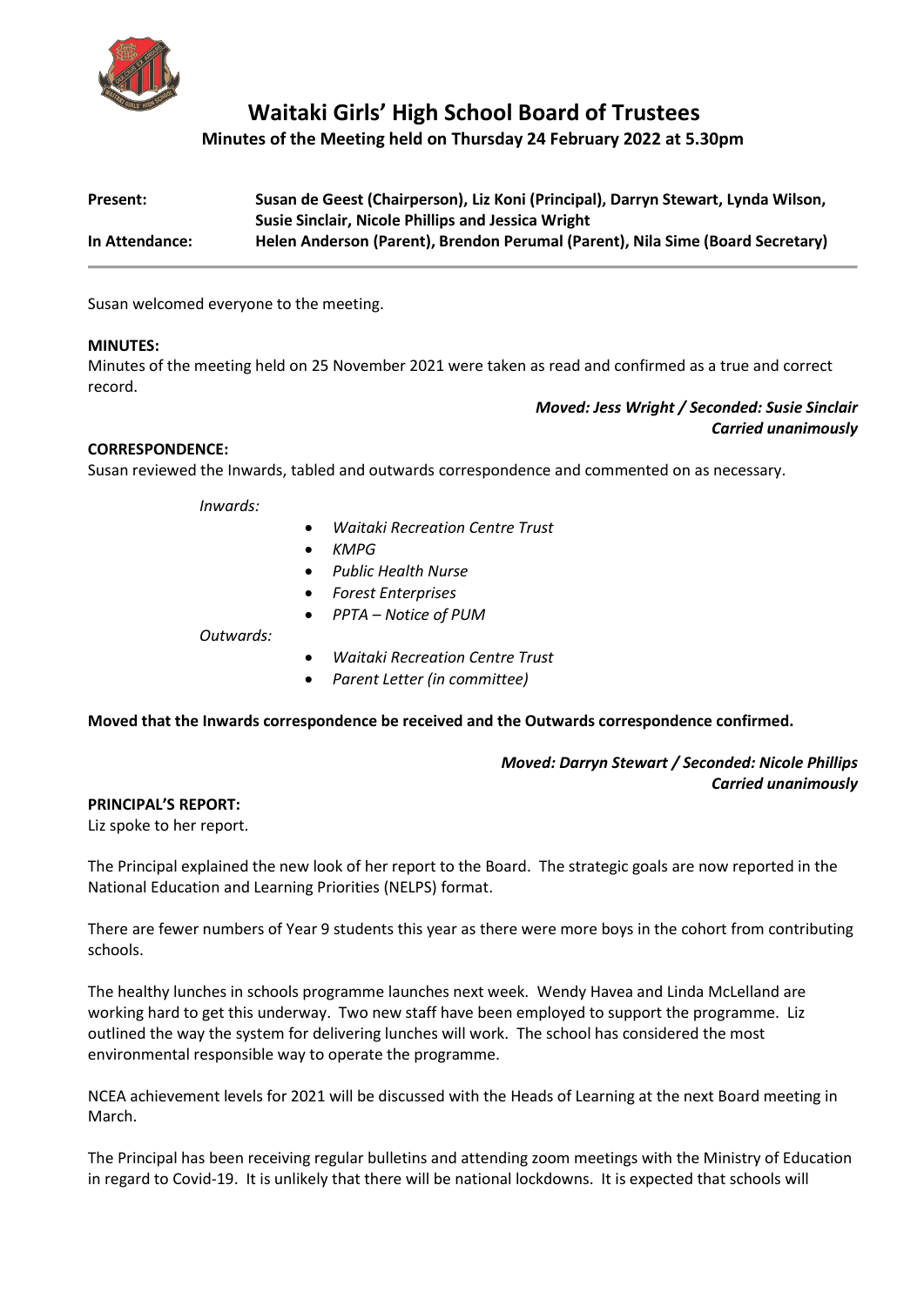# Waitaki Girls' High School Board of Trustees

## Minutes of the Meeting held on Thursday 24 February 2022 at 5.30pm

| | |
|---|---|
| **Present:** | **Susan de Geest (Chairperson), Liz Koni (Principal), Darryn Stewart, Lynda Wilson, Susie Sinclair, Nicole Phillips and Jessica Wright** |
| **In Attendance:** | **Helen Anderson (Parent), Brendon Perumal (Parent), Nila Sime (Board Secretary)** |

Susan welcomed everyone to the meeting.

**MINUTES:**
Minutes of the meeting held on 25 November 2021 were taken as read and confirmed as a true and correct record.

***Moved: Jess Wright / Seconded: Susie Sinclair***
***Carried unanimously***

**CORRESPONDENCE:**
Susan reviewed the Inwards, tabled and outwards correspondence and commented on as necessary.

*Inwards:*

- *Waitaki Recreation Centre Trust*
- *KMPG*
- *Public Health Nurse*
- *Forest Enterprises*
- *PPTA – Notice of PUM*

*Outwards:*

- *Waitaki Recreation Centre Trust*
- *Parent Letter (in committee)*

**Moved that the Inwards correspondence be received and the Outwards correspondence confirmed.**

***Moved: Darryn Stewart / Seconded: Nicole Phillips***
***Carried unanimously***

**PRINCIPAL'S REPORT:**
Liz spoke to her report.

The Principal explained the new look of her report to the Board. The strategic goals are now reported in the National Education and Learning Priorities (NELPS) format.

There are fewer numbers of Year 9 students this year as there were more boys in the cohort from contributing schools.

The healthy lunches in schools programme launches next week. Wendy Havea and Linda McLelland are working hard to get this underway. Two new staff have been employed to support the programme. Liz outlined the way the system for delivering lunches will work. The school has considered the most environmental responsible way to operate the programme.

NCEA achievement levels for 2021 will be discussed with the Heads of Learning at the next Board meeting in March.

The Principal has been receiving regular bulletins and attending zoom meetings with the Ministry of Education in regard to Covid-19. It is unlikely that there will be national lockdowns. It is expected that schools will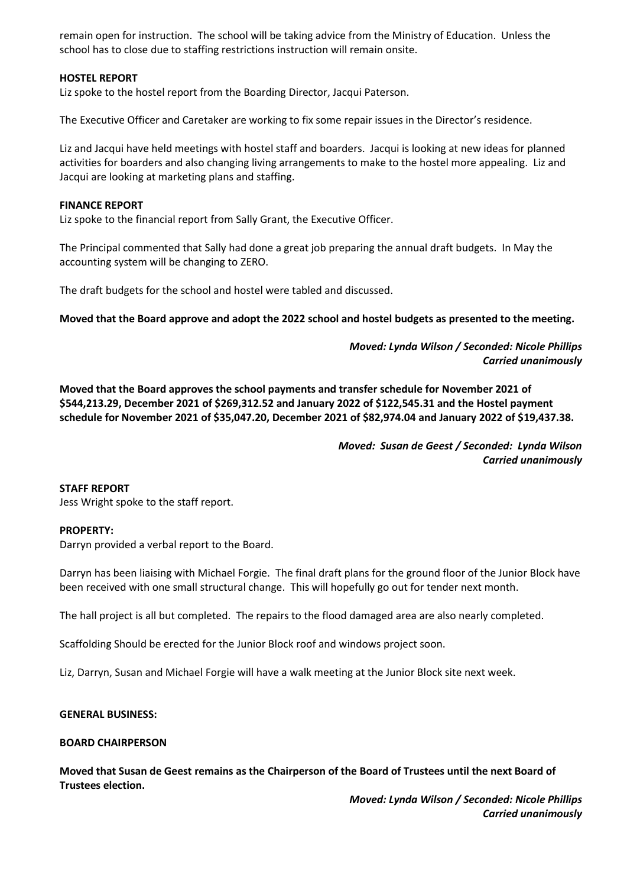remain open for instruction. The school will be taking advice from the Ministry of Education. Unless the school has to close due to staffing restrictions instruction will remain onsite.

**HOSTEL REPORT**

Liz spoke to the hostel report from the Boarding Director, Jacqui Paterson.

The Executive Officer and Caretaker are working to fix some repair issues in the Director's residence.

Liz and Jacqui have held meetings with hostel staff and boarders. Jacqui is looking at new ideas for planned activities for boarders and also changing living arrangements to make to the hostel more appealing. Liz and Jacqui are looking at marketing plans and staffing.

**FINANCE REPORT**

Liz spoke to the financial report from Sally Grant, the Executive Officer.

The Principal commented that Sally had done a great job preparing the annual draft budgets. In May the accounting system will be changing to ZERO.

The draft budgets for the school and hostel were tabled and discussed.

**Moved that the Board approve and adopt the 2022 school and hostel budgets as presented to the meeting.**

***Moved: Lynda Wilson / Seconded: Nicole Phillips***
***Carried unanimously***

**Moved that the Board approves the school payments and transfer schedule for November 2021 of $544,213.29, December 2021 of $269,312.52 and January 2022 of $122,545.31 and the Hostel payment schedule for November 2021 of $35,047.20, December 2021 of $82,974.04 and January 2022 of $19,437.38.**

***Moved: Susan de Geest / Seconded: Lynda Wilson***
***Carried unanimously***

**STAFF REPORT**

Jess Wright spoke to the staff report.

**PROPERTY:**

Darryn provided a verbal report to the Board.

Darryn has been liaising with Michael Forgie. The final draft plans for the ground floor of the Junior Block have been received with one small structural change. This will hopefully go out for tender next month.

The hall project is all but completed. The repairs to the flood damaged area are also nearly completed.

Scaffolding Should be erected for the Junior Block roof and windows project soon.

Liz, Darryn, Susan and Michael Forgie will have a walk meeting at the Junior Block site next week.

**GENERAL BUSINESS:**

**BOARD CHAIRPERSON**

**Moved that Susan de Geest remains as the Chairperson of the Board of Trustees until the next Board of Trustees election.**

***Moved: Lynda Wilson / Seconded: Nicole Phillips***
***Carried unanimously***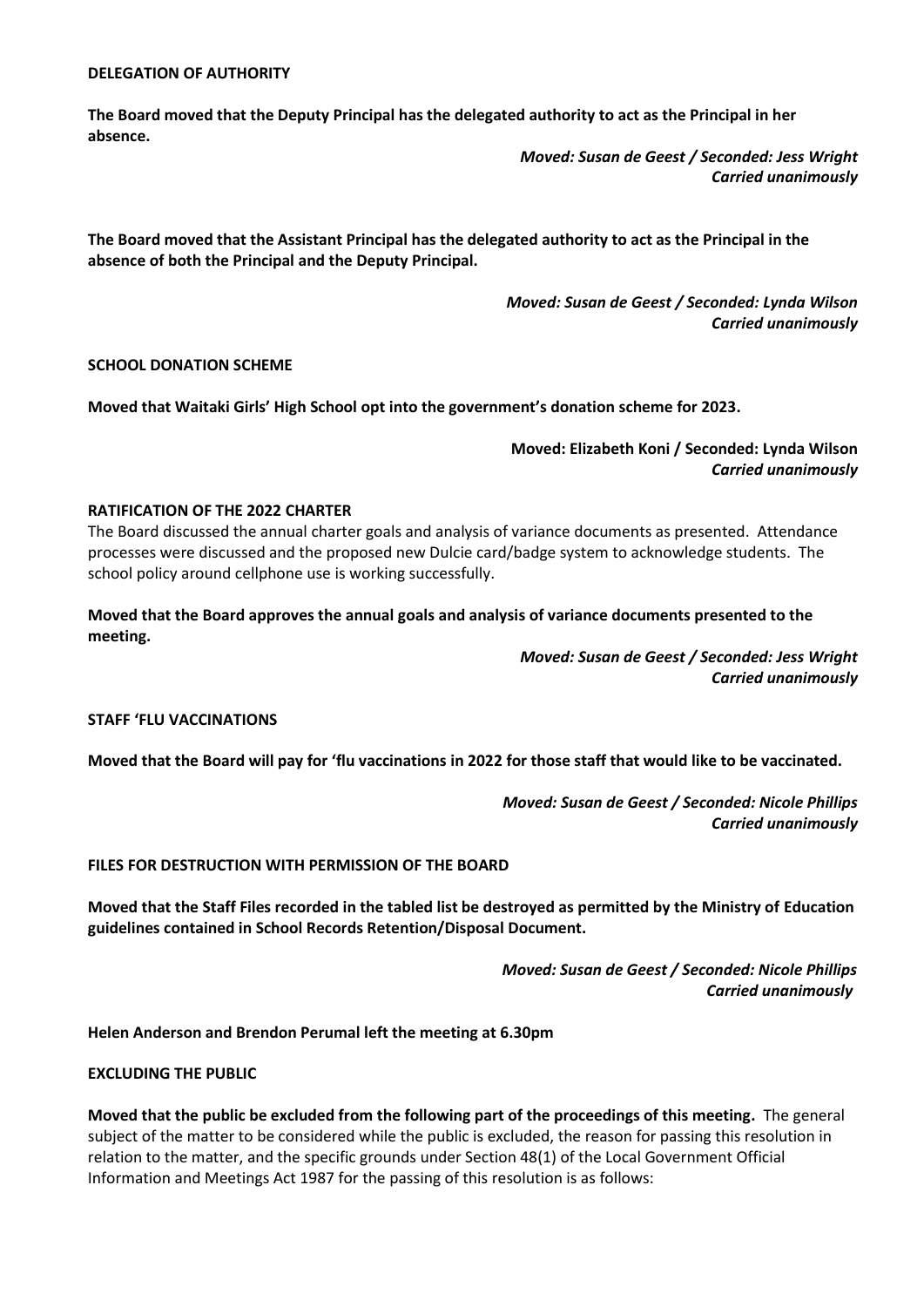**DELEGATION OF AUTHORITY**

**The Board moved that the Deputy Principal has the delegated authority to act as the Principal in her absence.**

***Moved: Susan de Geest / Seconded: Jess Wright***
***Carried unanimously***

**The Board moved that the Assistant Principal has the delegated authority to act as the Principal in the absence of both the Principal and the Deputy Principal.**

***Moved: Susan de Geest / Seconded: Lynda Wilson***
***Carried unanimously***

**SCHOOL DONATION SCHEME**

**Moved that Waitaki Girls' High School opt into the government's donation scheme for 2023.**

**Moved: Elizabeth Koni / Seconded: Lynda Wilson**
***Carried unanimously***

**RATIFICATION OF THE 2022 CHARTER**

The Board discussed the annual charter goals and analysis of variance documents as presented. Attendance processes were discussed and the proposed new Dulcie card/badge system to acknowledge students. The school policy around cellphone use is working successfully.

**Moved that the Board approves the annual goals and analysis of variance documents presented to the meeting.**

***Moved: Susan de Geest / Seconded: Jess Wright***
***Carried unanimously***

**STAFF 'FLU VACCINATIONS**

**Moved that the Board will pay for 'flu vaccinations in 2022 for those staff that would like to be vaccinated.**

***Moved: Susan de Geest / Seconded: Nicole Phillips***
***Carried unanimously***

**FILES FOR DESTRUCTION WITH PERMISSION OF THE BOARD**

**Moved that the Staff Files recorded in the tabled list be destroyed as permitted by the Ministry of Education guidelines contained in School Records Retention/Disposal Document.**

***Moved: Susan de Geest / Seconded: Nicole Phillips***
***Carried unanimously***

**Helen Anderson and Brendon Perumal left the meeting at 6.30pm**

**EXCLUDING THE PUBLIC**

**Moved that the public be excluded from the following part of the proceedings of this meeting.** The general subject of the matter to be considered while the public is excluded, the reason for passing this resolution in relation to the matter, and the specific grounds under Section 48(1) of the Local Government Official Information and Meetings Act 1987 for the passing of this resolution is as follows: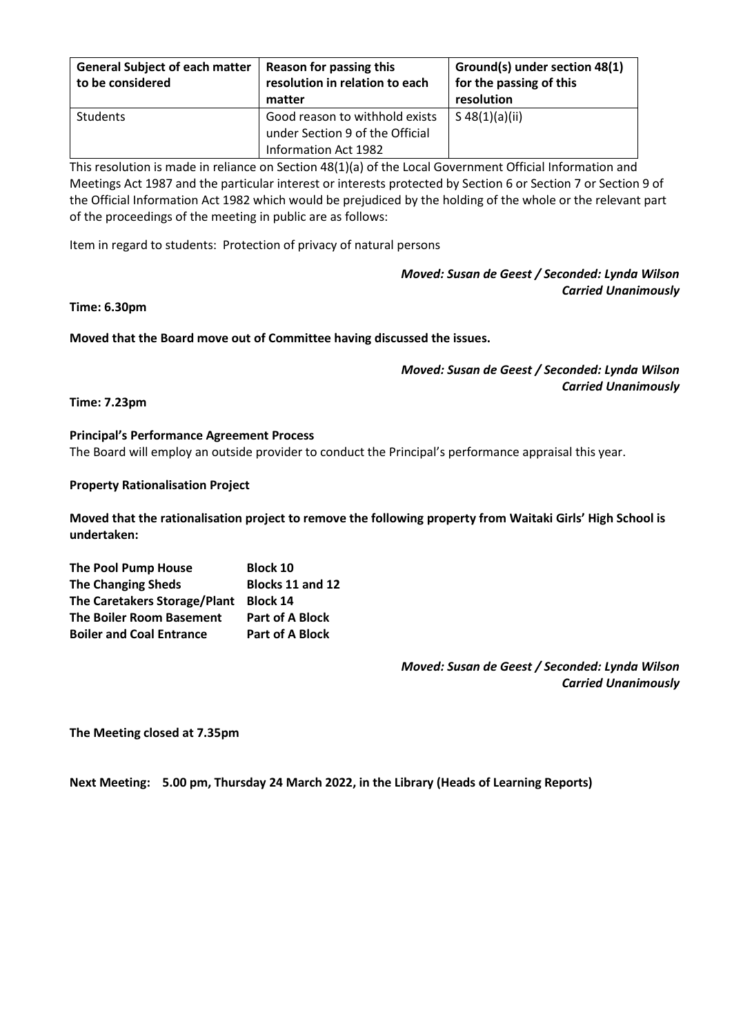| General Subject of each matter to be considered | Reason for passing this resolution in relation to each matter | Ground(s) under section 48(1) for the passing of this resolution |
|---|---|---|
| Students | Good reason to withhold exists under Section 9 of the Official Information Act 1982 | S 48(1)(a)(ii) |

This resolution is made in reliance on Section 48(1)(a) of the Local Government Official Information and Meetings Act 1987 and the particular interest or interests protected by Section 6 or Section 7 or Section 9 of the Official Information Act 1982 which would be prejudiced by the holding of the whole or the relevant part of the proceedings of the meeting in public are as follows:

Item in regard to students: Protection of privacy of natural persons

***Moved: Susan de Geest / Seconded: Lynda Wilson***
***Carried Unanimously***

**Time: 6.30pm**

**Moved that the Board move out of Committee having discussed the issues.**

***Moved: Susan de Geest / Seconded: Lynda Wilson***
***Carried Unanimously***

**Time: 7.23pm**

**Principal's Performance Agreement Process**

The Board will employ an outside provider to conduct the Principal's performance appraisal this year.

**Property Rationalisation Project**

**Moved that the rationalisation project to remove the following property from Waitaki Girls' High School is undertaken:**

| | |
|---|---|
| **The Pool Pump House** | **Block 10** |
| **The Changing Sheds** | **Blocks 11 and 12** |
| **The Caretakers Storage/Plant** | **Block 14** |
| **The Boiler Room Basement** | **Part of A Block** |
| **Boiler and Coal Entrance** | **Part of A Block** |

***Moved: Susan de Geest / Seconded: Lynda Wilson***
***Carried Unanimously***

**The Meeting closed at 7.35pm**

**Next Meeting: 5.00 pm, Thursday 24 March 2022, in the Library (Heads of Learning Reports)**